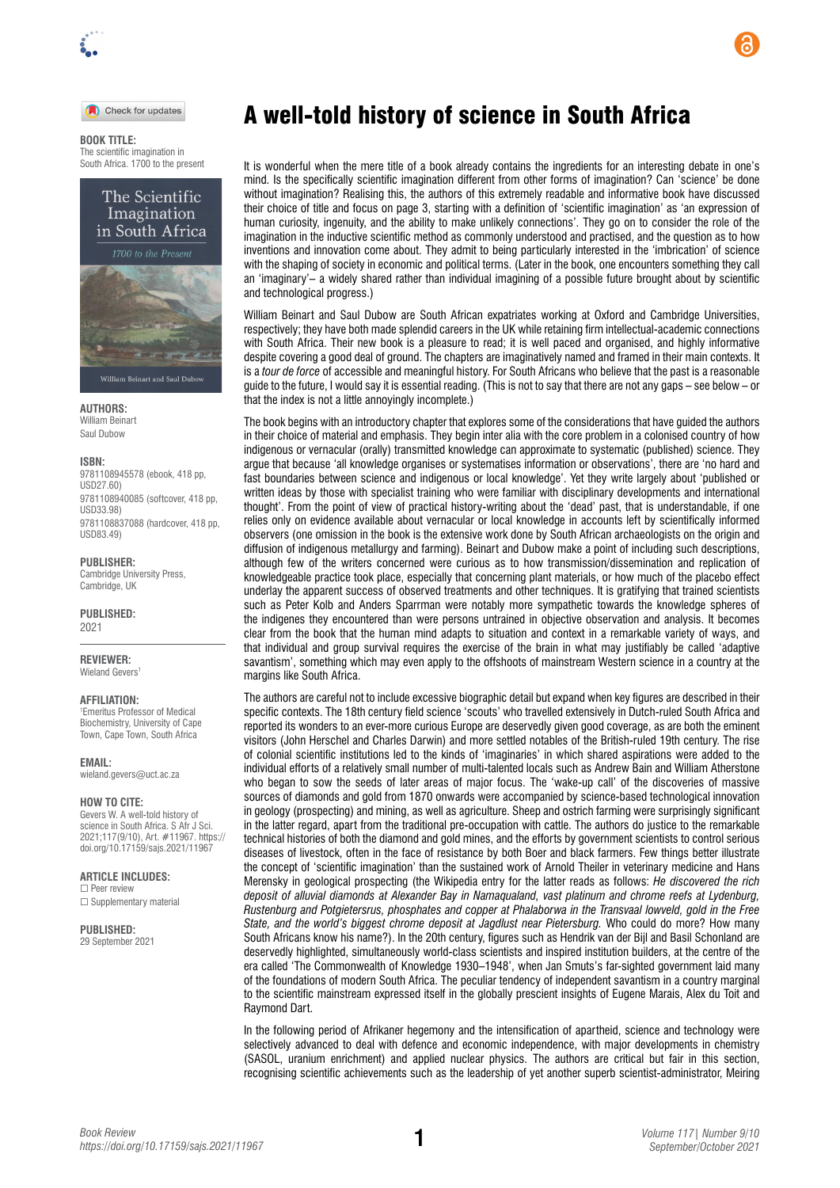**BOOK TITLE:**
The scientific imagination in South Africa. 1700 to the present

**AUTHORS:**
William Beinart
Saul Dubow

**ISBN:**
9781108945578 (ebook, 418 pp, USD27.60)
9781108940085 (softcover, 418 pp, USD33.98)
9781108837088 (hardcover, 418 pp, USD83.49)

**PUBLISHER:**
Cambridge University Press, Cambridge, UK

**PUBLISHED:**
2021

**REVIEWER:**
Wieland Gevers[1]

**AFFILIATION:**
[1]Emeritus Professor of Medical Biochemistry, University of Cape Town, Cape Town, South Africa

**EMAIL:**
wieland.gevers@uct.ac.za

**HOW TO CITE:**
Gevers W. A well-told history of science in South Africa. S Afr J Sci. 2021;117(9/10), Art. #11967. https://doi.org/10.17159/sajs.2021/11967

**ARTICLE INCLUDES:**
☐ Peer review
☐ Supplementary material

**PUBLISHED:**
29 September 2021

# A well-told history of science in South Africa

It is wonderful when the mere title of a book already contains the ingredients for an interesting debate in one's mind. Is the specifically scientific imagination different from other forms of imagination? Can 'science' be done without imagination? Realising this, the authors of this extremely readable and informative book have discussed their choice of title and focus on page 3, starting with a definition of 'scientific imagination' as 'an expression of human curiosity, ingenuity, and the ability to make unlikely connections'. They go on to consider the role of the imagination in the inductive scientific method as commonly understood and practised, and the question as to how inventions and innovation come about. They admit to being particularly interested in the 'imbrication' of science with the shaping of society in economic and political terms. (Later in the book, one encounters something they call an 'imaginary'– a widely shared rather than individual imagining of a possible future brought about by scientific and technological progress.)

William Beinart and Saul Dubow are South African expatriates working at Oxford and Cambridge Universities, respectively; they have both made splendid careers in the UK while retaining firm intellectual-academic connections with South Africa. Their new book is a pleasure to read; it is well paced and organised, and highly informative despite covering a good deal of ground. The chapters are imaginatively named and framed in their main contexts. It is a *tour de force* of accessible and meaningful history. For South Africans who believe that the past is a reasonable guide to the future, I would say it is essential reading. (This is not to say that there are not any gaps – see below – or that the index is not a little annoyingly incomplete.)

The book begins with an introductory chapter that explores some of the considerations that have guided the authors in their choice of material and emphasis. They begin inter alia with the core problem in a colonised country of how indigenous or vernacular (orally) transmitted knowledge can approximate to systematic (published) science. They argue that because 'all knowledge organises or systematises information or observations', there are 'no hard and fast boundaries between science and indigenous or local knowledge'. Yet they write largely about 'published or written ideas by those with specialist training who were familiar with disciplinary developments and international thought'. From the point of view of practical history-writing about the 'dead' past, that is understandable, if one relies only on evidence available about vernacular or local knowledge in accounts left by scientifically informed observers (one omission in the book is the extensive work done by South African archaeologists on the origin and diffusion of indigenous metallurgy and farming). Beinart and Dubow make a point of including such descriptions, although few of the writers concerned were curious as to how transmission/dissemination and replication of knowledgeable practice took place, especially that concerning plant materials, or how much of the placebo effect underlay the apparent success of observed treatments and other techniques. It is gratifying that trained scientists such as Peter Kolb and Anders Sparrman were notably more sympathetic towards the knowledge spheres of the indigenes they encountered than were persons untrained in objective observation and analysis. It becomes clear from the book that the human mind adapts to situation and context in a remarkable variety of ways, and that individual and group survival requires the exercise of the brain in what may justifiably be called 'adaptive savantism', something which may even apply to the offshoots of mainstream Western science in a country at the margins like South Africa.

The authors are careful not to include excessive biographic detail but expand when key figures are described in their specific contexts. The 18th century field science 'scouts' who travelled extensively in Dutch-ruled South Africa and reported its wonders to an ever-more curious Europe are deservedly given good coverage, as are both the eminent visitors (John Herschel and Charles Darwin) and more settled notables of the British-ruled 19th century. The rise of colonial scientific institutions led to the kinds of 'imaginaries' in which shared aspirations were added to the individual efforts of a relatively small number of multi-talented locals such as Andrew Bain and William Atherstone who began to sow the seeds of later areas of major focus. The 'wake-up call' of the discoveries of massive sources of diamonds and gold from 1870 onwards were accompanied by science-based technological innovation in geology (prospecting) and mining, as well as agriculture. Sheep and ostrich farming were surprisingly significant in the latter regard, apart from the traditional pre-occupation with cattle. The authors do justice to the remarkable technical histories of both the diamond and gold mines, and the efforts by government scientists to control serious diseases of livestock, often in the face of resistance by both Boer and black farmers. Few things better illustrate the concept of 'scientific imagination' than the sustained work of Arnold Theiler in veterinary medicine and Hans Merensky in geological prospecting (the Wikipedia entry for the latter reads as follows: *He discovered the rich deposit of alluvial diamonds at Alexander Bay in Namaqualand, vast platinum and chrome reefs at Lydenburg, Rustenburg and Potgietersrus, phosphates and copper at Phalaborwa in the Transvaal lowveld, gold in the Free State, and the world's biggest chrome deposit at Jagdlust near Pietersburg.* Who could do more? How many South Africans know his name?). In the 20th century, figures such as Hendrik van der Bijl and Basil Schonland are deservedly highlighted, simultaneously world-class scientists and inspired institution builders, at the centre of the era called 'The Commonwealth of Knowledge 1930–1948', when Jan Smuts's far-sighted government laid many of the foundations of modern South Africa. The peculiar tendency of independent savantism in a country marginal to the scientific mainstream expressed itself in the globally prescient insights of Eugene Marais, Alex du Toit and Raymond Dart.

In the following period of Afrikaner hegemony and the intensification of apartheid, science and technology were selectively advanced to deal with defence and economic independence, with major developments in chemistry (SASOL, uranium enrichment) and applied nuclear physics. The authors are critical but fair in this section, recognising scientific achievements such as the leadership of yet another superb scientist-administrator, Meiring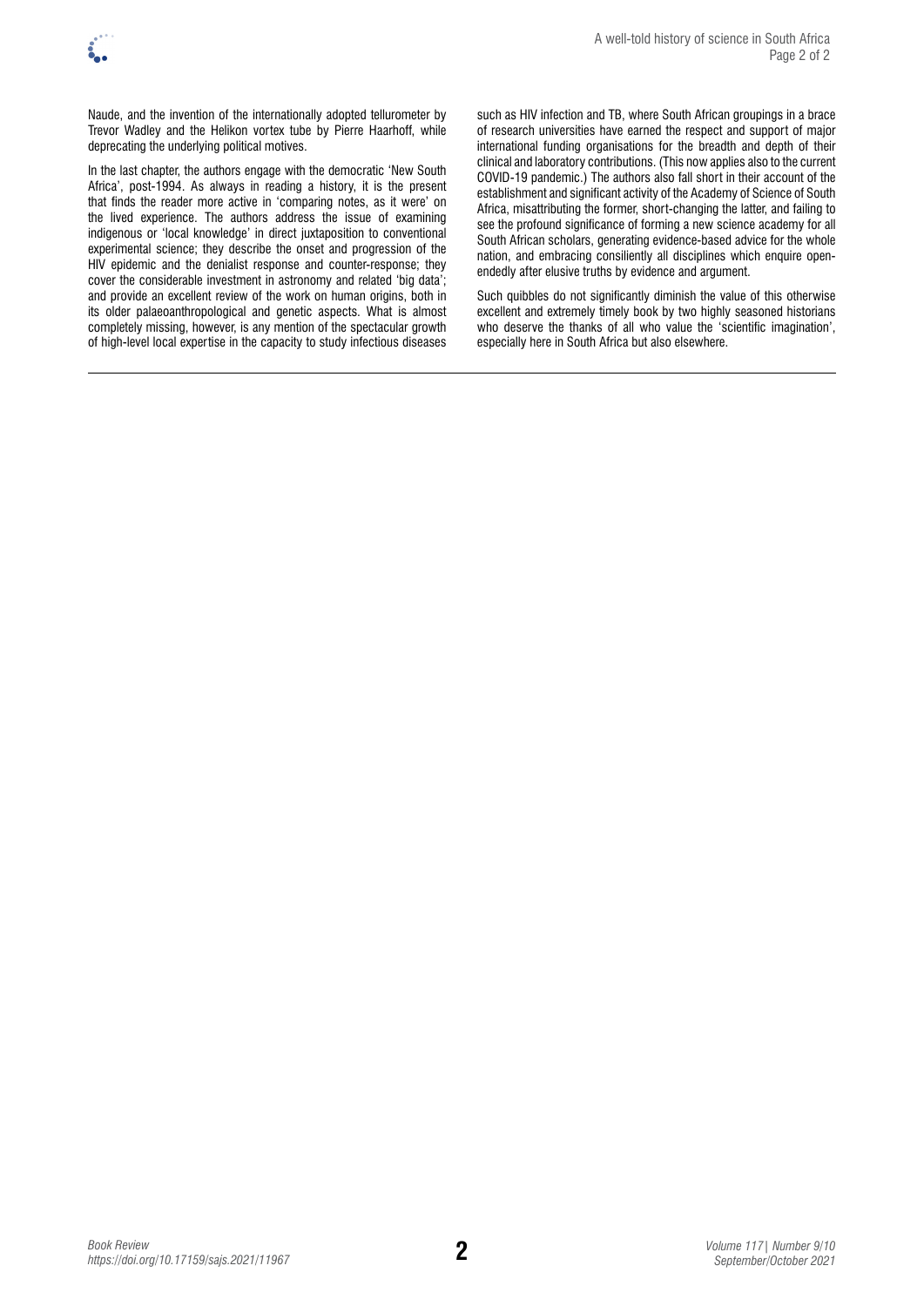Naude, and the invention of the internationally adopted tellurometer by Trevor Wadley and the Helikon vortex tube by Pierre Haarhoff, while deprecating the underlying political motives.

In the last chapter, the authors engage with the democratic 'New South Africa', post-1994. As always in reading a history, it is the present that finds the reader more active in 'comparing notes, as it were' on the lived experience. The authors address the issue of examining indigenous or 'local knowledge' in direct juxtaposition to conventional experimental science; they describe the onset and progression of the HIV epidemic and the denialist response and counter-response; they cover the considerable investment in astronomy and related 'big data'; and provide an excellent review of the work on human origins, both in its older palaeoanthropological and genetic aspects. What is almost completely missing, however, is any mention of the spectacular growth of high-level local expertise in the capacity to study infectious diseases such as HIV infection and TB, where South African groupings in a brace of research universities have earned the respect and support of major international funding organisations for the breadth and depth of their clinical and laboratory contributions. (This now applies also to the current COVID-19 pandemic.) The authors also fall short in their account of the establishment and significant activity of the Academy of Science of South Africa, misattributing the former, short-changing the latter, and failing to see the profound significance of forming a new science academy for all South African scholars, generating evidence-based advice for the whole nation, and embracing consiliently all disciplines which enquire open-endedly after elusive truths by evidence and argument.

Such quibbles do not significantly diminish the value of this otherwise excellent and extremely timely book by two highly seasoned historians who deserve the thanks of all who value the 'scientific imagination', especially here in South Africa but also elsewhere.